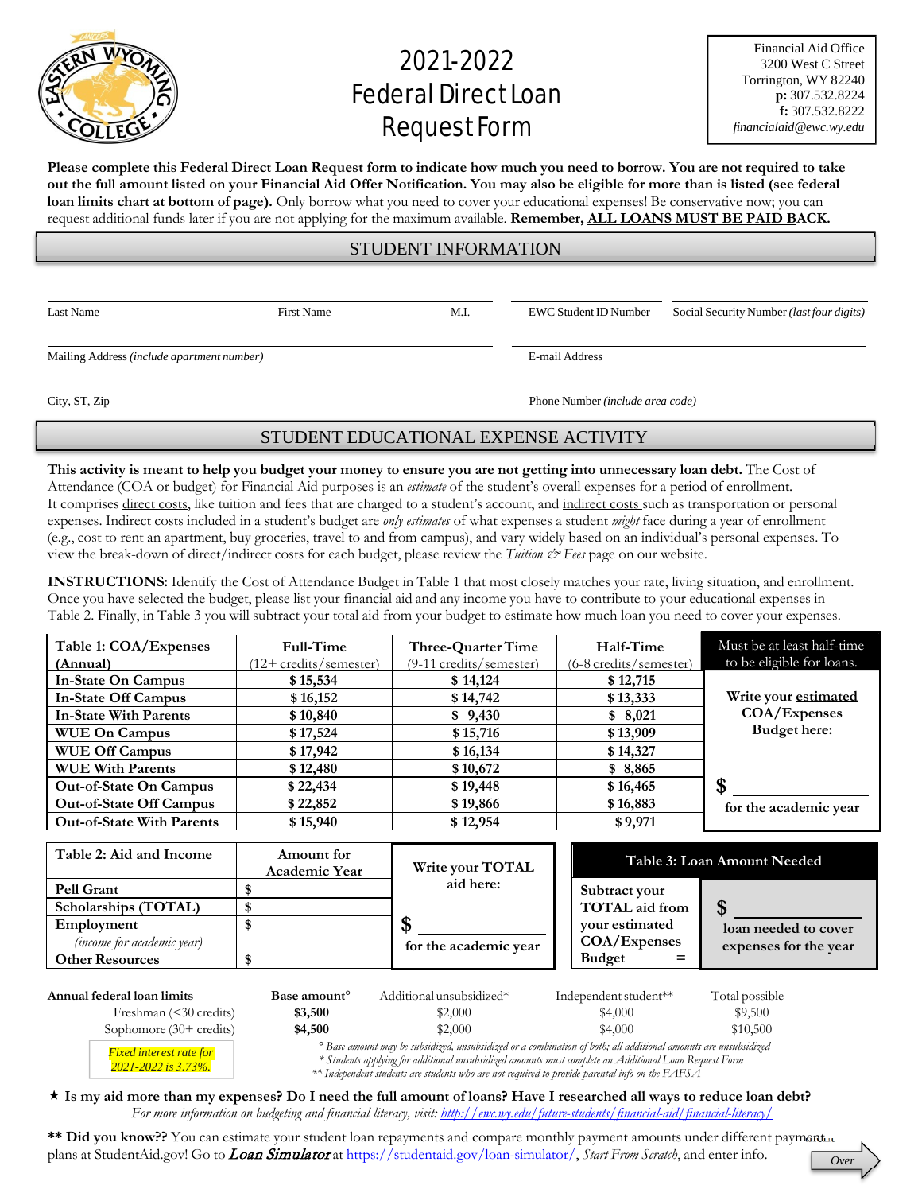Financial Aid Office
3200 West C Street
Torrington, WY 82240
**p:** 307.532.8224
**f:** 307.532.8222
*financialaid@ewc.wy.edu*

# 2021-2022 Federal Direct Loan Request Form

**Please complete this Federal Direct Loan Request form to indicate how much you need to borrow. You are not required to take out the full amount listed on your Financial Aid Offer Notification. You may also be eligible for more than is listed (see federal loan limits chart at bottom of page).** Only borrow what you need to cover your educational expenses! Be conservative now; you can request additional funds later if you are not applying for the maximum available. **Remember, ALL LOANS MUST BE PAID BACK.**

## STUDENT INFORMATION

Last Name ____________ First Name ____________ M.I. ____ EWC Student ID Number ____________ Social Security Number *(last four digits)* ____________

Mailing Address *(include apartment number)* ____________ E-mail Address ____________

City, ST, Zip ____________ Phone Number *(include area code)* ____________

## STUDENT EDUCATIONAL EXPENSE ACTIVITY

**This activity is meant to help you budget your money to ensure you are not getting into unnecessary loan debt.** The Cost of Attendance (COA or budget) for Financial Aid purposes is an *estimate* of the student's overall expenses for a period of enrollment. It comprises direct costs, like tuition and fees that are charged to a student's account, and indirect costs such as transportation or personal expenses. Indirect costs included in a student's budget are *only estimates* of what expenses a student *might* face during a year of enrollment (e.g., cost to rent an apartment, buy groceries, travel to and from campus), and vary widely based on an individual's personal expenses. To view the break-down of direct/indirect costs for each budget, please review the *Tuition & Fees* page on our website.

**INSTRUCTIONS:** Identify the Cost of Attendance Budget in Table 1 that most closely matches your rate, living situation, and enrollment. Once you have selected the budget, please list your financial aid and any income you have to contribute to your educational expenses in Table 2. Finally, in Table 3 you will subtract your total aid from your budget to estimate how much loan you need to cover your expenses.

| Table 1: COA/Expenses (Annual) | Full-Time (12+ credits/semester) | Three-Quarter Time (9-11 credits/semester) | Half-Time (6-8 credits/semester) |
|---|---|---|---|
| In-State On Campus | $ 15,534 | $ 14,124 | $ 12,715 |
| In-State Off Campus | $ 16,152 | $ 14,742 | $ 13,333 |
| In-State With Parents | $ 10,840 | $ 9,430 | $ 8,021 |
| WUE On Campus | $ 17,524 | $ 15,716 | $ 13,909 |
| WUE Off Campus | $ 17,942 | $ 16,134 | $ 14,327 |
| WUE With Parents | $ 12,480 | $ 10,672 | $ 8,865 |
| Out-of-State On Campus | $ 22,434 | $ 19,448 | $ 16,465 |
| Out-of-State Off Campus | $ 22,852 | $ 19,866 | $ 16,883 |
| Out-of-State With Parents | $ 15,940 | $ 12,954 | $ 9,971 |

Must be at least half-time to be eligible for loans.

**Write your estimated COA/Expenses Budget here:**

**$** ____________ for the academic year

| Table 2: Aid and Income | Amount for Academic Year |
|---|---|
| Pell Grant | $ |
| Scholarships (TOTAL) | $ |
| Employment *(income for academic year)* | $ |
| Other Resources | $ |

**Write your TOTAL aid here:**

**$** ____________ **for the academic year**

**Table 3: Loan Amount Needed**

**Subtract your TOTAL aid from your estimated COA/Expenses Budget =** **$** ____________ **loan needed to cover expenses for the year**

| Annual federal loan limits | Base amount° | Additional unsubsidized* | Independent student** | Total possible |
|---|---|---|---|---|
| Freshman (<30 credits) | **$3,500** | $2,000 | $4,000 | $9,500 |
| Sophomore (30+ credits) | **$4,500** | $2,000 | $4,000 | $10,500 |

*Fixed interest rate for 2021-2022 is 3.73%.*

*° Base amount may be subsidized, unsubsidized or a combination of both; all additional amounts are unsubsidized*
** Students applying for additional unsubsidized amounts must complete an Additional Loan Request Form*
*** Independent students are students who are not required to provide parental info on the FAFSA*

★ **Is my aid more than my expenses? Do I need the full amount of loans? Have I researched all ways to reduce loan debt?**
*For more information on budgeting and financial literacy, visit: http://ewc.wy.edu/future-students/financial-aid/financial-literacy/*

**** Did you know??** You can estimate your student loan repayments and compare monthly payment amounts under different payment plans at StudentAid.gov! Go to ***Loan Simulator*** at https://studentaid.gov/loan-simulator/, *Start From Scratch*, and enter info.

Over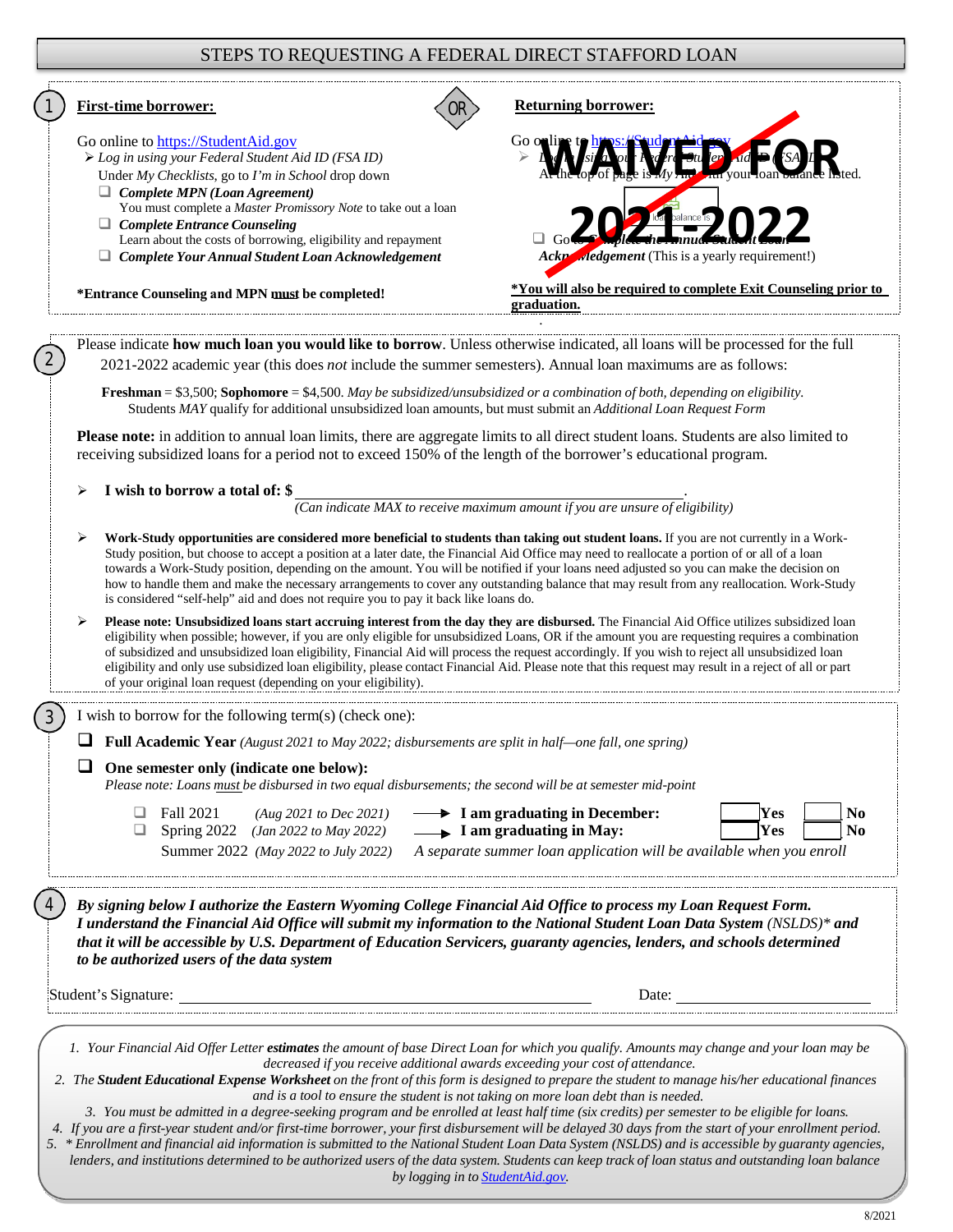# STEPS TO REQUESTING A FEDERAL DIRECT STAFFORD LOAN

**1**

**First-time borrower:**

Go online to https://StudentAid.gov

- *Log in using your Federal Student Aid ID (FSA ID)*

Under *My Checklists*, go to *I'm in School* drop down

- ❑ ***Complete MPN (Loan Agreement)***
  You must complete a *Master Promissory Note* to take out a loan
- ❑ ***Complete Entrance Counseling***
  Learn about the costs of borrowing, eligibility and repayment
- ❑ ***Complete Your Annual Student Loan Acknowledgement***

**\*Entrance Counseling and MPN must be completed!**

OR

**Returning borrower:**

**WAIVED FOR 2021-2022**

Go online to https://StudentAid.gov

- *Log in using your Federal Student Aid ID (FSA ID)*

At the top of page is *My Aid* with your loan balance listed.

- ❑ Go to ***Complete the Annual Student Loan Acknowledgement*** (This is a yearly requirement!)

**\*You will also be required to complete Exit Counseling prior to graduation.**

**2**

Please indicate **how much loan you would like to borrow**. Unless otherwise indicated, all loans will be processed for the full 2021-2022 academic year (this does *not* include the summer semesters). Annual loan maximums are as follows:

**Freshman** = $3,500; **Sophomore** = $4,500. *May be subsidized/unsubsidized or a combination of both, depending on eligibility.* Students *MAY* qualify for additional unsubsidized loan amounts, but must submit an *Additional Loan Request Form*

**Please note:** in addition to annual loan limits, there are aggregate limits to all direct student loans. Students are also limited to receiving subsidized loans for a period not to exceed 150% of the length of the borrower's educational program.

- **I wish to borrow a total of: $** ______________________________.
  *(Can indicate MAX to receive maximum amount if you are unsure of eligibility)*

- **Work-Study opportunities are considered more beneficial to students than taking out student loans.** If you are not currently in a Work-Study position, but choose to accept a position at a later date, the Financial Aid Office may need to reallocate a portion of or all of a loan towards a Work-Study position, depending on the amount. You will be notified if your loans need adjusted so you can make the decision on how to handle them and make the necessary arrangements to cover any outstanding balance that may result from any reallocation. Work-Study is considered "self-help" aid and does not require you to pay it back like loans do.

- **Please note: Unsubsidized loans start accruing interest from the day they are disbursed.** The Financial Aid Office utilizes subsidized loan eligibility when possible; however, if you are only eligible for unsubsidized Loans, OR if the amount you are requesting requires a combination of subsidized and unsubsidized loan eligibility, Financial Aid will process the request accordingly. If you wish to reject all unsubsidized loan eligibility and only use subsidized loan eligibility, please contact Financial Aid. Please note that this request may result in a reject of all or part of your original loan request (depending on your eligibility).

**3**

I wish to borrow for the following term(s) (check one):

❑ **Full Academic Year** *(August 2021 to May 2022; disbursements are split in half—one fall, one spring)*

❑ **One semester only (indicate one below):**
*Please note: Loans must be disbursed in two equal disbursements; the second will be at semester mid-point*

- ❑ Fall 2021 *(Aug 2021 to Dec 2021)* → **I am graduating in December:** ☐ **Yes** ☐ **No**
- ❑ Spring 2022 *(Jan 2022 to May 2022)* → **I am graduating in May:** ☐ **Yes** ☐ **No**
- Summer 2022 *(May 2022 to July 2022)* *A separate summer loan application will be available when you enroll*

**4**

***By signing below I authorize the Eastern Wyoming College Financial Aid Office to process my Loan Request Form. I understand the Financial Aid Office will submit my information to the National Student Loan Data System** (NSLDS)\** **and that it will be accessible by U.S. Department of Education Servicers, guaranty agencies, lenders, and schools determined to be authorized users of the data system***

Student's Signature: ______________________________ Date: ______________

1. *Your Financial Aid Offer Letter **estimates** the amount of base Direct Loan for which you qualify. Amounts may change and your loan may be decreased if you receive additional awards exceeding your cost of attendance.*
2. *The **Student Educational Expense Worksheet** on the front of this form is designed to prepare the student to manage his/her educational finances and is a tool to ensure the student is not taking on more loan debt than is needed.*
3. *You must be admitted in a degree-seeking program and be enrolled at least half time (six credits) per semester to be eligible for loans.*
4. *If you are a first-year student and/or first-time borrower, your first disbursement will be delayed 30 days from the start of your enrollment period.*
5. *\* Enrollment and financial aid information is submitted to the National Student Loan Data System (NSLDS) and is accessible by guaranty agencies, lenders, and institutions determined to be authorized users of the data system. Students can keep track of loan status and outstanding loan balance by logging in to StudentAid.gov.*

8/2021